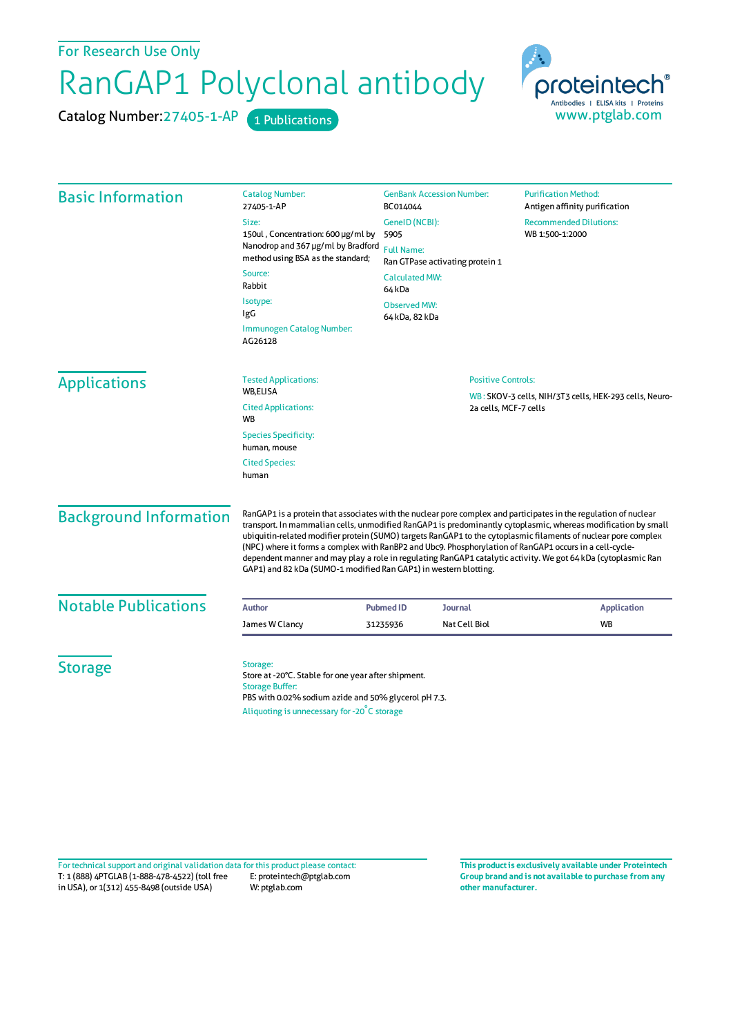For Research Use Only

# RanGAP1 Polyclonal antibody

Catalog Number: 27405-1-AP    1 Publications

proteintech®
Antibodies | ELISA kits | Proteins
www.ptglab.com

## Basic Information

**Catalog Number:**
27405-1-AP

**Size:**
150ul , Concentration: 600 μg/ml by Nanodrop and 367 μg/ml by Bradford method using BSA as the standard;

**Source:**
Rabbit

**Isotype:**
IgG

**Immunogen Catalog Number:**
AG26128

**GenBank Accession Number:**
BC014044

**GeneID (NCBI):**
5905

**Full Name:**
Ran GTPase activating protein 1

**Calculated MW:**
64 kDa

**Observed MW:**
64 kDa, 82 kDa

**Purification Method:**
Antigen affinity purification

**Recommended Dilutions:**
WB 1:500-1:2000

## Applications

**Tested Applications:**
WB,ELISA

**Cited Applications:**
WB

**Species Specificity:**
human, mouse

**Cited Species:**
human

**Positive Controls:**

WB : SKOV-3 cells, NIH/3T3 cells, HEK-293 cells, Neuro-2a cells, MCF-7 cells

## Background Information

RanGAP1 is a protein that associates with the nuclear pore complex and participates in the regulation of nuclear transport. In mammalian cells, unmodified RanGAP1 is predominantly cytoplasmic, whereas modification by small ubiquitin-related modifier protein (SUMO) targets RanGAP1 to the cytoplasmic filaments of nuclear pore complex (NPC) where it forms a complex with RanBP2 and Ubc9. Phosphorylation of RanGAP1 occurs in a cell-cycle-dependent manner and may play a role in regulating RanGAP1 catalytic activity. We got 64 kDa (cytoplasmic Ran GAP1) and 82 kDa (SUMO-1 modified Ran GAP1) in western blotting.

## Notable Publications

| Author | Pubmed ID | Journal | Application |
|---|---|---|---|
| James W Clancy | 31235936 | Nat Cell Biol | WB |

## Storage

**Storage:**
Store at -20°C. Stable for one year after shipment.

**Storage Buffer:**
PBS with 0.02% sodium azide and 50% glycerol pH 7.3.

Aliquoting is unnecessary for -20°C storage

For technical support and original validation data for this product please contact:
T: 1 (888) 4PTGLAB (1-888-478-4522) (toll free in USA), or 1(312) 455-8498 (outside USA)
E: proteintech@ptglab.com
W: ptglab.com

**This product is exclusively available under Proteintech Group brand and is not available to purchase from any other manufacturer.**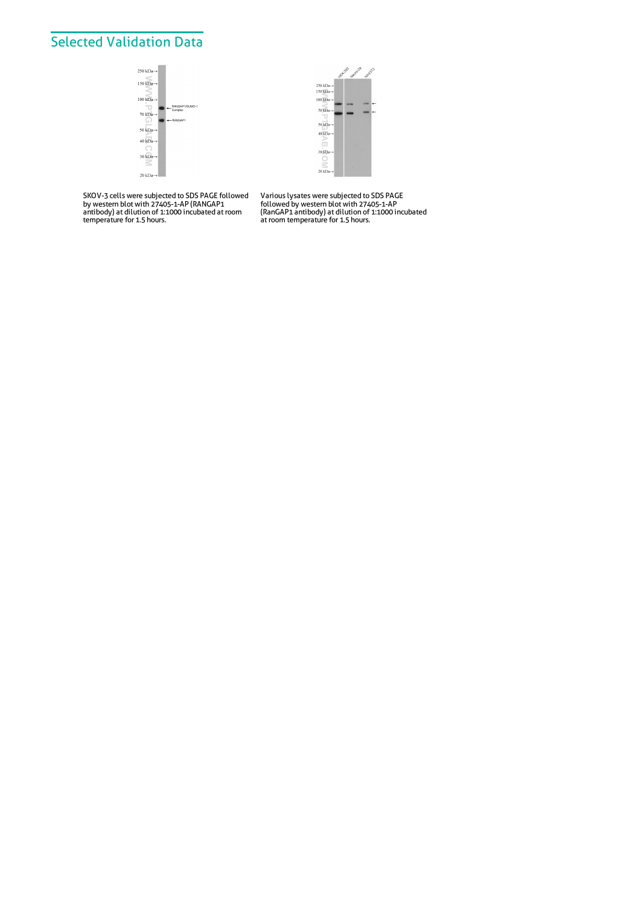## Selected Validation Data

250 kDa→
150 kDa→
100 kDa→
70 kDa→
50 kDa→
40 kDa→
30 kDa→
20 kDa→
←RANGAP1/SUMO-1 Complex
←RANGAP1

SKOV-3 cells were subjected to SDS PAGE followed by western blot with 27405-1-AP (RANGAP1 antibody) at dilution of 1:1000 incubated at room temperature for 1.5 hours.

HEK-293
Neuro-2a
NIH/3T3
250 kDa→
150 kDa→
100 kDa→
70 kDa→
50 kDa→
40 kDa→
30 kDa→
20 kDa→

Various lysates were subjected to SDS PAGE followed by western blot with 27405-1-AP (RanGAP1 antibody) at dilution of 1:1000 incubated at room temperature for 1.5 hours.